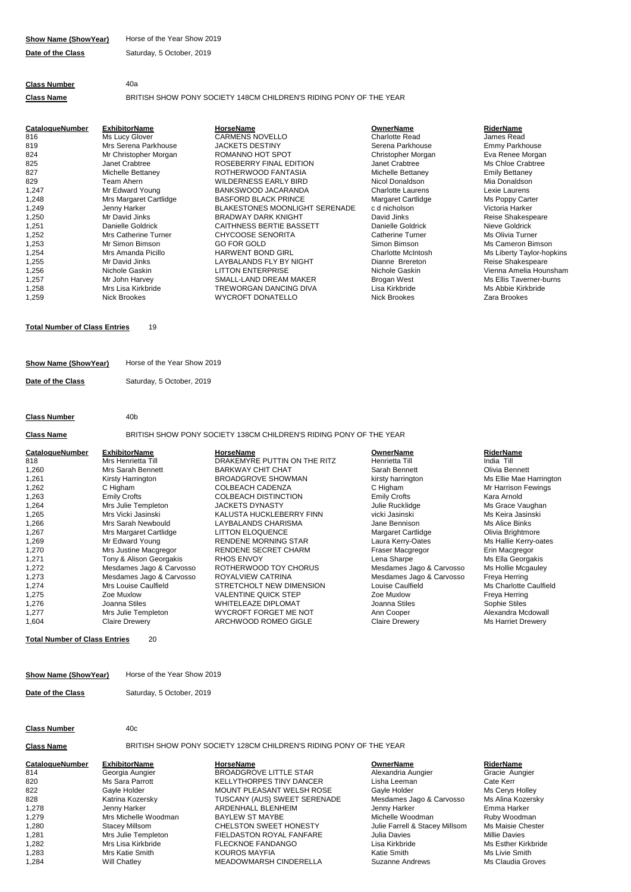**Show Name (ShowYear)** Horse of the Year Show 2019

**Date of the Class** Saturday, 5 October, 2019

**Class Number** 40a

**Class Name** BRITISH SHOW PONY SOCIETY 148CM CHILDREN'S RIDING PONY OF THE YEAR

| CatalogueNumber | ExhibitorName | HorseName | OwnerName | RiderName |
|---|---|---|---|---|
| 816 | Ms Lucy Glover | CARMENS NOVELLO | Charlotte Read | James Read |
| 819 | Mrs Serena Parkhouse | JACKETS DESTINY | Serena Parkhouse | Emmy Parkhouse |
| 824 | Mr Christopher Morgan | ROMANNO HOT SPOT | Christopher Morgan | Eva Renee Morgan |
| 825 | Janet Crabtree | ROSEBERRY FINAL EDITION | Janet Crabtree | Ms Chloe Crabtree |
| 827 | Michelle Bettaney | ROTHERWOOD FANTASIA | Michelle Bettaney | Emily Bettaney |
| 829 | Team Ahern | WILDERNESS EARLY BIRD | Nicol Donaldson | Mia Donaldson |
| 1,247 | Mr Edward Young | BANKSWOOD JACARANDA | Charlotte Laurens | Lexie Laurens |
| 1,248 | Mrs Margaret Cartlidge | BASFORD BLACK PRINCE | Margaret Cartlidge | Ms Poppy Carter |
| 1,249 | Jenny Harker | BLAKESTONES MOONLIGHT SERENADE | c d nicholson | Victoria Harker |
| 1,250 | Mr David Jinks | BRADWAY DARK KNIGHT | David Jinks | Reise Shakespeare |
| 1,251 | Danielle Goldrick | CAITHNESS BERTIE BASSETT | Danielle Goldrick | Nieve Goldrick |
| 1,252 | Mrs Catherine Turner | CHYCOOSE SENORITA | Catherine Turner | Ms Olivia Turner |
| 1,253 | Mr Simon Bimson | GO FOR GOLD | Simon Bimson | Ms Cameron Bimson |
| 1,254 | Mrs Amanda Picillo | HARWENT BOND GIRL | Charlotte McIntosh | Ms Liberty Taylor-hopkins |
| 1,255 | Mr David Jinks | LAYBALANDS FLY BY NIGHT | Dianne Brereton | Reise Shakespeare |
| 1,256 | Nichole Gaskin | LITTON ENTERPRISE | Nichole Gaskin | Vienna Amelia Hounsham |
| 1,257 | Mr John Harvey | SMALL-LAND DREAM MAKER | Brogan West | Ms Ellis Taverner-burns |
| 1,258 | Mrs Lisa Kirkbride | TREWORGAN DANCING DIVA | Lisa Kirkbride | Ms Abbie Kirkbride |
| 1,259 | Nick Brookes | WYCROFT DONATELLO | Nick Brookes | Zara Brookes |

**Total Number of Class Entries** 19

**Show Name (ShowYear)** Horse of the Year Show 2019

**Date of the Class** Saturday, 5 October, 2019

**Class Number** 40b

**Class Name** BRITISH SHOW PONY SOCIETY 138CM CHILDREN'S RIDING PONY OF THE YEAR

| CatalogueNumber | ExhibitorName | HorseName | OwnerName | RiderName |
|---|---|---|---|---|
| 818 | Mrs Henrietta Till | DRAKEMYRE PUTTIN ON THE RITZ | Henrietta Till | India Till |
| 1,260 | Mrs Sarah Bennett | BARKWAY CHIT CHAT | Sarah Bennett | Olivia Bennett |
| 1,261 | Kirsty Harrington | BROADGROVE SHOWMAN | kirsty harrington | Ms Ellie Mae Harrington |
| 1,262 | C Higham | COLBEACH CADENZA | C Higham | Mr Harrison Fewings |
| 1,263 | Emily Crofts | COLBEACH DISTINCTION | Emily Crofts | Kara Arnold |
| 1,264 | Mrs Julie Templeton | JACKETS DYNASTY | Julie Rucklidge | Ms Grace Vaughan |
| 1,265 | Mrs Vicki Jasinski | KALUSTA HUCKLEBERRY FINN | vicki Jasinski | Ms Keira Jasinski |
| 1,266 | Mrs Sarah Newbould | LAYBALANDS CHARISMA | Jane Bennison | Ms Alice Binks |
| 1,267 | Mrs Margaret Cartlidge | LITTON ELOQUENCE | Margaret Cartlidge | Olivia Brightmore |
| 1,269 | Mr Edward Young | RENDENE MORNING STAR | Laura Kerry-Oates | Ms Hallie Kerry-oates |
| 1,270 | Mrs Justine Macgregor | RENDENE SECRET CHARM | Fraser Macgregor | Erin Macgregor |
| 1,271 | Tony & Alison Georgakis | RHOS ENVOY | Lena Sharpe | Ms Ella Georgakis |
| 1,272 | Mesdames Jago & Carvosso | ROTHERWOOD TOY CHORUS | Mesdames Jago & Carvosso | Ms Hollie Mcgauley |
| 1,273 | Mesdames Jago & Carvosso | ROYALVIEW CATRINA | Mesdames Jago & Carvosso | Freya Herring |
| 1,274 | Mrs Louise Caulfield | STRETCHOLT NEW DIMENSION | Louise Caulfield | Ms Charlotte Caulfield |
| 1,275 | Zoe Muxlow | VALENTINE QUICK STEP | Zoe Muxlow | Freya Herring |
| 1,276 | Joanna Stiles | WHITELEAZE DIPLOMAT | Joanna Stiles | Sophie Stiles |
| 1,277 | Mrs Julie Templeton | WYCROFT FORGET ME NOT | Ann Cooper | Alexandra Mcdowall |
| 1,604 | Claire Drewery | ARCHWOOD ROMEO GIGLE | Claire Drewery | Ms Harriet Drewery |

**Total Number of Class Entries** 20

**Show Name (ShowYear)** Horse of the Year Show 2019

**Date of the Class** Saturday, 5 October, 2019

**Class Number** 40c

**Class Name** BRITISH SHOW PONY SOCIETY 128CM CHILDREN'S RIDING PONY OF THE YEAR

| CatalogueNumber | ExhibitorName | HorseName | OwnerName | RiderName |
|---|---|---|---|---|
| 814 | Georgia Aungier | BROADGROVE LITTLE STAR | Alexandria Aungier | Gracie Aungier |
| 820 | Ms Sara Parrott | KELLYTHORPES TINY DANCER | Lisha Leeman | Cate Kerr |
| 822 | Gayle Holder | MOUNT PLEASANT WELSH ROSE | Gayle Holder | Ms Cerys Holley |
| 828 | Katrina Kozersky | TUSCANY (AUS) SWEET SERENADE | Mesdames Jago & Carvosso | Ms Alina Kozersky |
| 1,278 | Jenny Harker | ARDENHALL BLENHEIM | Jenny Harker | Emma Harker |
| 1,279 | Mrs Michelle Woodman | BAYLEW ST MAYBE | Michelle Woodman | Ruby Woodman |
| 1,280 | Stacey Millsom | CHELSTON SWEET HONESTY | Julie Farrell & Stacey Millsom | Ms Maisie Chester |
| 1,281 | Mrs Julie Templeton | FIELDASTON ROYAL FANFARE | Julia Davies | Millie Davies |
| 1,282 | Mrs Lisa Kirkbride | FLECKNOE FANDANGO | Lisa Kirkbride | Ms Esther Kirkbride |
| 1,283 | Mrs Katie Smith | KOUROS MAYFIA | Katie Smith | Ms Livie Smith |
| 1,284 | Will Chatley | MEADOWMARSH CINDERELLA | Suzanne Andrews | Ms Claudia Groves |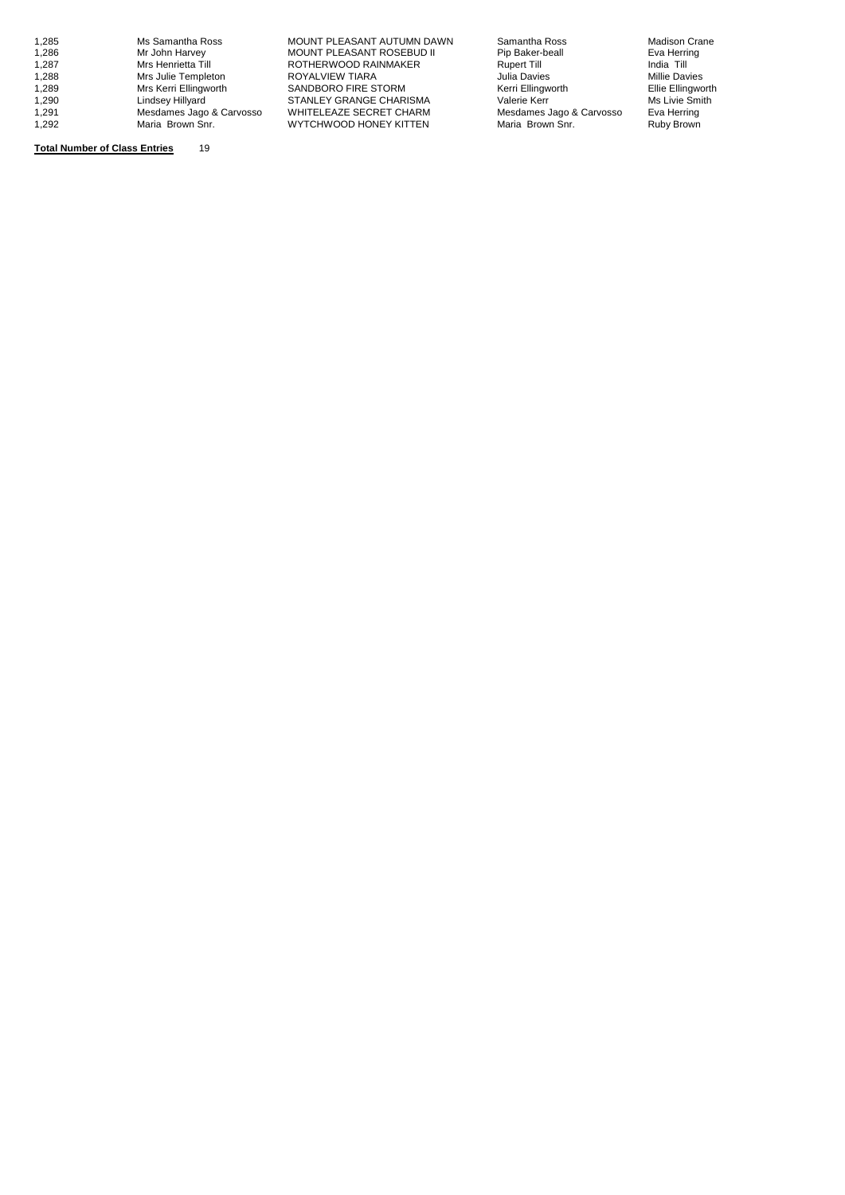| | | | | |
|---|---|---|---|---|
| 1,285 | Ms Samantha Ross | MOUNT PLEASANT AUTUMN DAWN | Samantha Ross | Madison Crane |
| 1,286 | Mr John Harvey | MOUNT PLEASANT ROSEBUD II | Pip Baker-beall | Eva Herring |
| 1,287 | Mrs Henrietta Till | ROTHERWOOD RAINMAKER | Rupert Till | India Till |
| 1,288 | Mrs Julie Templeton | ROYALVIEW TIARA | Julia Davies | Millie Davies |
| 1,289 | Mrs Kerri Ellingworth | SANDBORO FIRE STORM | Kerri Ellingworth | Ellie Ellingworth |
| 1,290 | Lindsey Hillyard | STANLEY GRANGE CHARISMA | Valerie Kerr | Ms Livie Smith |
| 1,291 | Mesdames Jago & Carvosso | WHITELEAZE SECRET CHARM | Mesdames Jago & Carvosso | Eva Herring |
| 1,292 | Maria Brown Snr. | WYTCHWOOD HONEY KITTEN | Maria Brown Snr. | Ruby Brown |

**Total Number of Class Entries** 19